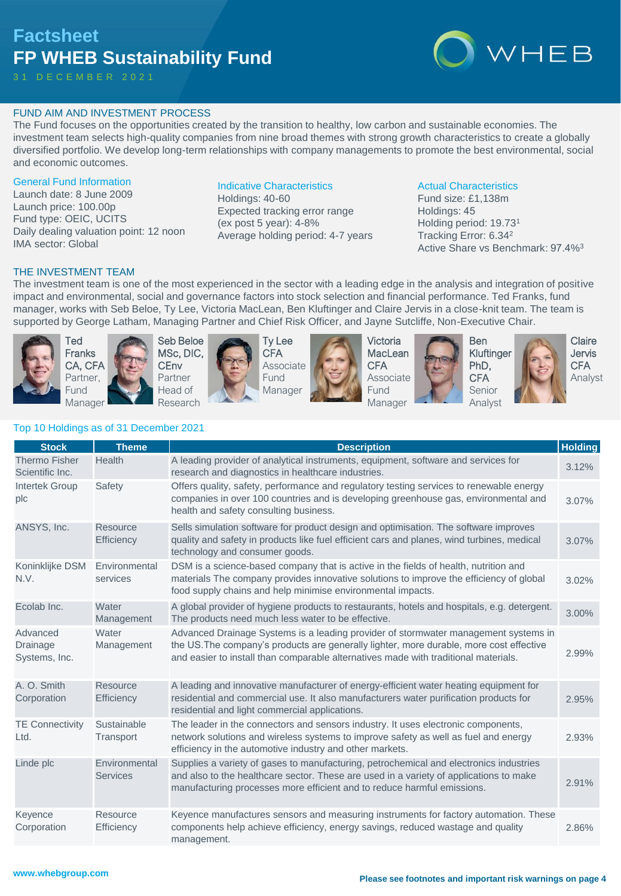# Factsheet
# FP WHEB Sustainability Fund

31 DECEMBER 2021

WHEB

## FUND AIM AND INVESTMENT PROCESS

The Fund focuses on the opportunities created by the transition to healthy, low carbon and sustainable economies. The investment team selects high-quality companies from nine broad themes with strong growth characteristics to create a globally diversified portfolio. We develop long-term relationships with company managements to promote the best environmental, social and economic outcomes.

### General Fund Information

Launch date: 8 June 2009
Launch price: 100.00p
Fund type: OEIC, UCITS
Daily dealing valuation point: 12 noon
IMA sector: Global

### Indicative Characteristics

Holdings: 40-60
Expected tracking error range (ex post 5 year): 4-8%
Average holding period: 4-7 years

### Actual Characteristics

Fund size: £1,138m
Holdings: 45
Holding period: 19.73[1]
Tracking Error: 6.34[2]
Active Share vs Benchmark: 97.4%[3]

## THE INVESTMENT TEAM

The investment team is one of the most experienced in the sector with a leading edge in the analysis and integration of positive impact and environmental, social and governance factors into stock selection and financial performance. Ted Franks, fund manager, works with Seb Beloe, Ty Lee, Victoria MacLean, Ben Kluftinger and Claire Jervis in a close-knit team. The team is supported by George Latham, Managing Partner and Chief Risk Officer, and Jayne Sutcliffe, Non-Executive Chair.

- **Ted Franks** CA, CFA — Partner, Fund Manager
- **Seb Beloe** MSc, DIC, CEnv — Partner, Head of Research
- **Ty Lee** CFA — Associate Fund Manager
- **Victoria MacLean** CFA — Associate Fund Manager
- **Ben Kluftinger** PhD, CFA — Senior Analyst
- **Claire Jervis** CFA — Analyst

### Top 10 Holdings as of 31 December 2021

| Stock | Theme | Description | Holding |
|---|---|---|---|
| Thermo Fisher Scientific Inc. | Health | A leading provider of analytical instruments, equipment, software and services for research and diagnostics in healthcare industries. | 3.12% |
| Intertek Group plc | Safety | Offers quality, safety, performance and regulatory testing services to renewable energy companies in over 100 countries and is developing greenhouse gas, environmental and health and safety consulting business. | 3.07% |
| ANSYS, Inc. | Resource Efficiency | Sells simulation software for product design and optimisation. The software improves quality and safety in products like fuel efficient cars and planes, wind turbines, medical technology and consumer goods. | 3.07% |
| Koninklijke DSM N.V. | Environmental services | DSM is a science-based company that is active in the fields of health, nutrition and materials The company provides innovative solutions to improve the efficiency of global food supply chains and help minimise environmental impacts. | 3.02% |
| Ecolab Inc. | Water Management | A global provider of hygiene products to restaurants, hotels and hospitals, e.g. detergent. The products need much less water to be effective. | 3.00% |
| Advanced Drainage Systems, Inc. | Water Management | Advanced Drainage Systems is a leading provider of stormwater management systems in the US.The company's products are generally lighter, more durable, more cost effective and easier to install than comparable alternatives made with traditional materials. | 2.99% |
| A. O. Smith Corporation | Resource Efficiency | A leading and innovative manufacturer of energy-efficient water heating equipment for residential and commercial use. It also manufacturers water purification products for residential and light commercial applications. | 2.95% |
| TE Connectivity Ltd. | Sustainable Transport | The leader in the connectors and sensors industry. It uses electronic components, network solutions and wireless systems to improve safety as well as fuel and energy efficiency in the automotive industry and other markets. | 2.93% |
| Linde plc | Environmental Services | Supplies a variety of gases to manufacturing, petrochemical and electronics industries and also to the healthcare sector. These are used in a variety of applications to make manufacturing processes more efficient and to reduce harmful emissions. | 2.91% |
| Keyence Corporation | Resource Efficiency | Keyence manufactures sensors and measuring instruments for factory automation. These components help achieve efficiency, energy savings, reduced wastage and quality management. | 2.86% |

www.whebgroup.com

**Please see footnotes and important risk warnings on page 4**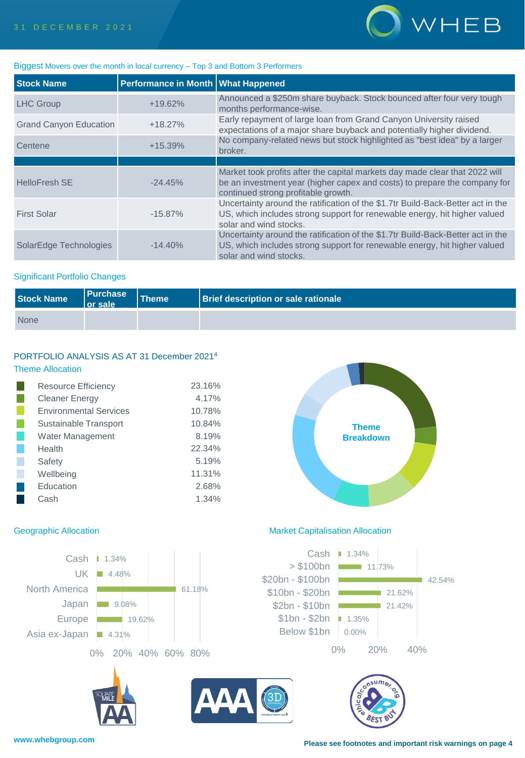### Biggest Movers over the month in local currency – Top 3 and Bottom 3 Performers

| Stock Name | Performance in Month | What Happened |
|---|---|---|
| LHC Group | +19.62% | Announced a $250m share buyback. Stock bounced after four very tough months performance-wise. |
| Grand Canyon Education | +18.27% | Early repayment of large loan from Grand Canyon University raised expectations of a major share buyback and potentially higher dividend. |
| Centene | +15.39% | No company-related news but stock highlighted as "best idea" by a larger broker. |
| | | |
| HelloFresh SE | -24.45% | Market took profits after the capital markets day made clear that 2022 will be an investment year (higher capex and costs) to prepare the company for continued strong profitable growth. |
| First Solar | -15.87% | Uncertainty around the ratification of the $1.7tr Build-Back-Better act in the US, which includes strong support for renewable energy, hit higher valued solar and wind stocks. |
| SolarEdge Technologies | -14.40% | Uncertainty around the ratification of the $1.7tr Build-Back-Better act in the US, which includes strong support for renewable energy, hit higher valued solar and wind stocks. |

### Significant Portfolio Changes

| Stock Name | Purchase or sale | Theme | Brief description or sale rationale |
|---|---|---|---|
| None | | | |

## PORTFOLIO ANALYSIS AS AT 31 December 2021[4]

### Theme Allocation

| Theme | Allocation |
|---|---|
| Resource Efficiency | 23.16% |
| Cleaner Energy | 4.17% |
| Environmental Services | 10.78% |
| Sustainable Transport | 10.84% |
| Water Management | 8.19% |
| Health | 22.34% |
| Safety | 5.19% |
| Wellbeing | 11.31% |
| Education | 2.68% |
| Cash | 1.34% |

Theme Breakdown

### Geographic Allocation

| Region | Allocation |
|---|---|
| Cash | 1.34% |
| UK | 4.48% |
| North America | 61.18% |
| Japan | 9.08% |
| Europe | 19.62% |
| Asia ex-Japan | 4.31% |

### Market Capitalisation Allocation

| Market Cap | Allocation |
|---|---|
| Cash | 1.34% |
| > $100bn | 11.73% |
| $20bn - $100bn | 42.54% |
| $10bn - $20bn | 21.62% |
| $2bn - $10bn | 21.42% |
| $1bn - $2bn | 1.35% |
| Below $1bn | 0.00% |

www.whebgroup.com

Please see footnotes and important risk warnings on page 4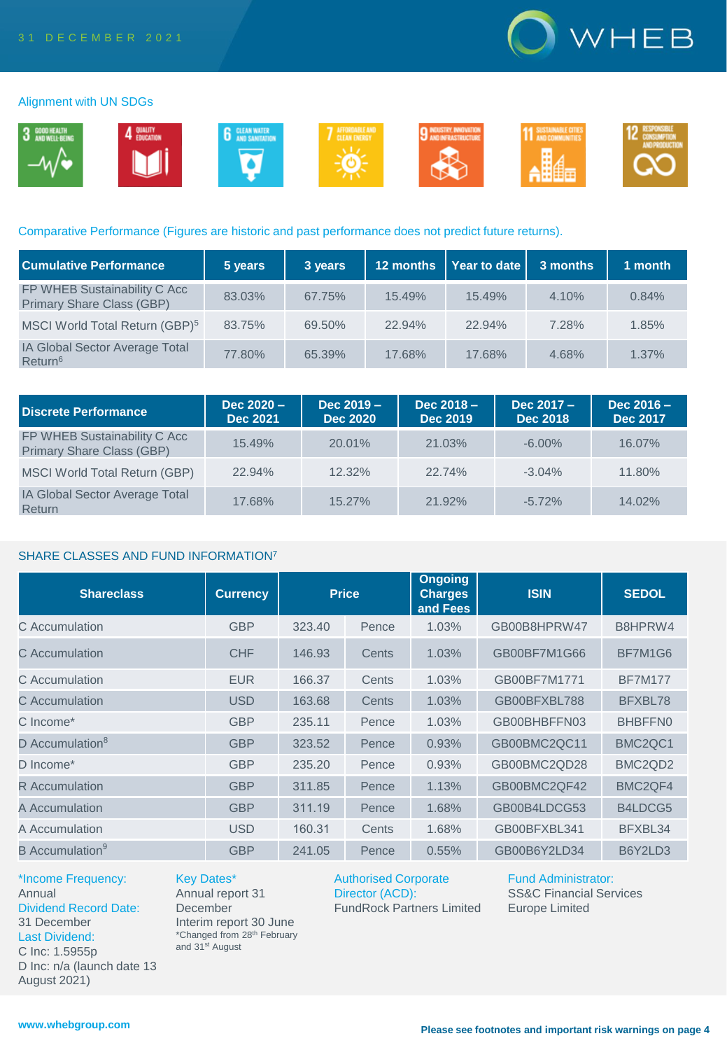31 DECEMBER 2021

## Alignment with UN SDGs

3 GOOD HEALTH AND WELL-BEING | 4 QUALITY EDUCATION | 6 CLEAN WATER AND SANITATION | 7 AFFORDABLE AND CLEAN ENERGY | 9 INDUSTRY, INNOVATION AND INFRASTRUCTURE | 11 SUSTAINABLE CITIES AND COMMUNITIES | 12 RESPONSIBLE CONSUMPTION AND PRODUCTION

## Comparative Performance (Figures are historic and past performance does not predict future returns).

| Cumulative Performance | 5 years | 3 years | 12 months | Year to date | 3 months | 1 month |
|---|---|---|---|---|---|---|
| FP WHEB Sustainability C Acc Primary Share Class (GBP) | 83.03% | 67.75% | 15.49% | 15.49% | 4.10% | 0.84% |
| MSCI World Total Return (GBP)[5] | 83.75% | 69.50% | 22.94% | 22.94% | 7.28% | 1.85% |
| IA Global Sector Average Total Return[6] | 77.80% | 65.39% | 17.68% | 17.68% | 4.68% | 1.37% |

| Discrete Performance | Dec 2020 – Dec 2021 | Dec 2019 – Dec 2020 | Dec 2018 – Dec 2019 | Dec 2017 – Dec 2018 | Dec 2016 – Dec 2017 |
|---|---|---|---|---|---|
| FP WHEB Sustainability C Acc Primary Share Class (GBP) | 15.49% | 20.01% | 21.03% | -6.00% | 16.07% |
| MSCI World Total Return (GBP) | 22.94% | 12.32% | 22.74% | -3.04% | 11.80% |
| IA Global Sector Average Total Return | 17.68% | 15.27% | 21.92% | -5.72% | 14.02% |

## SHARE CLASSES AND FUND INFORMATION[7]

| Shareclass | Currency | Price | | Ongoing Charges and Fees | ISIN | SEDOL |
|---|---|---|---|---|---|---|
| C Accumulation | GBP | 323.40 | Pence | 1.03% | GB00B8HPRW47 | B8HPRW4 |
| C Accumulation | CHF | 146.93 | Cents | 1.03% | GB00BF7M1G66 | BF7M1G6 |
| C Accumulation | EUR | 166.37 | Cents | 1.03% | GB00BF7M1771 | BF7M177 |
| C Accumulation | USD | 163.68 | Cents | 1.03% | GB00BFXBL788 | BFXBL78 |
| C Income* | GBP | 235.11 | Pence | 1.03% | GB00BHBFFN03 | BHBFFN0 |
| D Accumulation[8] | GBP | 323.52 | Pence | 0.93% | GB00BMC2QC11 | BMC2QC1 |
| D Income* | GBP | 235.20 | Pence | 0.93% | GB00BMC2QD28 | BMC2QD2 |
| R Accumulation | GBP | 311.85 | Pence | 1.13% | GB00BMC2QF42 | BMC2QF4 |
| A Accumulation | GBP | 311.19 | Pence | 1.68% | GB00B4LDCG53 | B4LDCG5 |
| A Accumulation | USD | 160.31 | Cents | 1.68% | GB00BFXBL341 | BFXBL34 |
| B Accumulation[9] | GBP | 241.05 | Pence | 0.55% | GB00B6Y2LD34 | B6Y2LD3 |

*Income Frequency:
Annual
Dividend Record Date:
31 December
Last Dividend:
C Inc: 1.5955p
D Inc: n/a (launch date 13 August 2021)

Key Dates*
Annual report 31 December
Interim report 30 June
*Changed from 28th February and 31st August

Authorised Corporate Director (ACD):
FundRock Partners Limited

Fund Administrator:
SS&C Financial Services Europe Limited

www.whebgroup.com

**Please see footnotes and important risk warnings on page 4**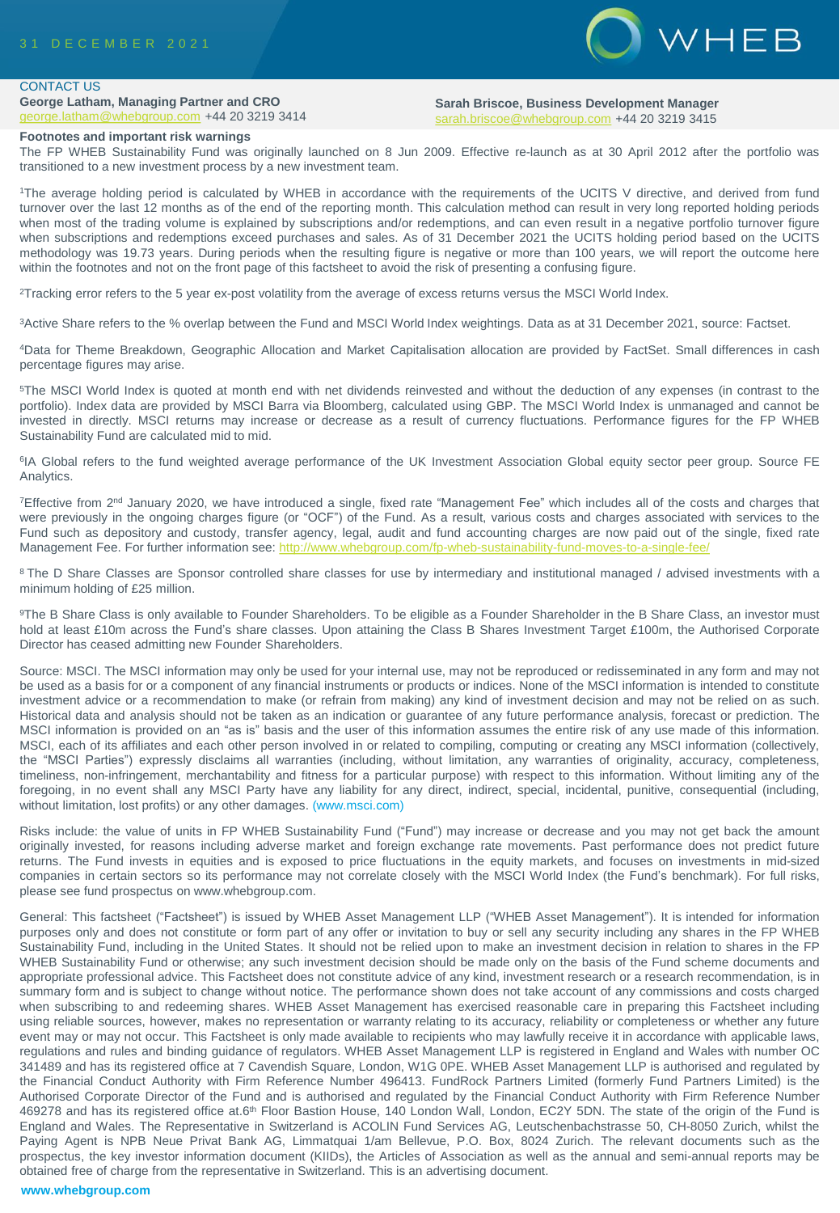31 DECEMBER 2021

WHEB

CONTACT US

**George Latham, Managing Partner and CRO**
george.latham@whebgroup.com +44 20 3219 3414

**Sarah Briscoe, Business Development Manager**
sarah.briscoe@whebgroup.com +44 20 3219 3415

**Footnotes and important risk warnings**

The FP WHEB Sustainability Fund was originally launched on 8 Jun 2009. Effective re-launch as at 30 April 2012 after the portfolio was transitioned to a new investment process by a new investment team.

[1]The average holding period is calculated by WHEB in accordance with the requirements of the UCITS V directive, and derived from fund turnover over the last 12 months as of the end of the reporting month. This calculation method can result in very long reported holding periods when most of the trading volume is explained by subscriptions and/or redemptions, and can even result in a negative portfolio turnover figure when subscriptions and redemptions exceed purchases and sales. As of 31 December 2021 the UCITS holding period based on the UCITS methodology was 19.73 years. During periods when the resulting figure is negative or more than 100 years, we will report the outcome here within the footnotes and not on the front page of this factsheet to avoid the risk of presenting a confusing figure.

[2]Tracking error refers to the 5 year ex-post volatility from the average of excess returns versus the MSCI World Index.

[3]Active Share refers to the % overlap between the Fund and MSCI World Index weightings. Data as at 31 December 2021, source: Factset.

[4]Data for Theme Breakdown, Geographic Allocation and Market Capitalisation allocation are provided by FactSet. Small differences in cash percentage figures may arise.

[5]The MSCI World Index is quoted at month end with net dividends reinvested and without the deduction of any expenses (in contrast to the portfolio). Index data are provided by MSCI Barra via Bloomberg, calculated using GBP. The MSCI World Index is unmanaged and cannot be invested in directly. MSCI returns may increase or decrease as a result of currency fluctuations. Performance figures for the FP WHEB Sustainability Fund are calculated mid to mid.

[6]IA Global refers to the fund weighted average performance of the UK Investment Association Global equity sector peer group. Source FE Analytics.

[7]Effective from 2nd January 2020, we have introduced a single, fixed rate "Management Fee" which includes all of the costs and charges that were previously in the ongoing charges figure (or "OCF") of the Fund. As a result, various costs and charges associated with services to the Fund such as depository and custody, transfer agency, legal, audit and fund accounting charges are now paid out of the single, fixed rate Management Fee. For further information see: http://www.whebgroup.com/fp-wheb-sustainability-fund-moves-to-a-single-fee/

[8] The D Share Classes are Sponsor controlled share classes for use by intermediary and institutional managed / advised investments with a minimum holding of £25 million.

[9]The B Share Class is only available to Founder Shareholders. To be eligible as a Founder Shareholder in the B Share Class, an investor must hold at least £10m across the Fund's share classes. Upon attaining the Class B Shares Investment Target £100m, the Authorised Corporate Director has ceased admitting new Founder Shareholders.

Source: MSCI. The MSCI information may only be used for your internal use, may not be reproduced or redisseminated in any form and may not be used as a basis for or a component of any financial instruments or products or indices. None of the MSCI information is intended to constitute investment advice or a recommendation to make (or refrain from making) any kind of investment decision and may not be relied on as such. Historical data and analysis should not be taken as an indication or guarantee of any future performance analysis, forecast or prediction. The MSCI information is provided on an "as is" basis and the user of this information assumes the entire risk of any use made of this information. MSCI, each of its affiliates and each other person involved in or related to compiling, computing or creating any MSCI information (collectively, the "MSCI Parties") expressly disclaims all warranties (including, without limitation, any warranties of originality, accuracy, completeness, timeliness, non-infringement, merchantability and fitness for a particular purpose) with respect to this information. Without limiting any of the foregoing, in no event shall any MSCI Party have any liability for any direct, indirect, special, incidental, punitive, consequential (including, without limitation, lost profits) or any other damages. (www.msci.com)

Risks include: the value of units in FP WHEB Sustainability Fund ("Fund") may increase or decrease and you may not get back the amount originally invested, for reasons including adverse market and foreign exchange rate movements. Past performance does not predict future returns. The Fund invests in equities and is exposed to price fluctuations in the equity markets, and focuses on investments in mid-sized companies in certain sectors so its performance may not correlate closely with the MSCI World Index (the Fund's benchmark). For full risks, please see fund prospectus on www.whebgroup.com.

General: This factsheet ("Factsheet") is issued by WHEB Asset Management LLP ("WHEB Asset Management"). It is intended for information purposes only and does not constitute or form part of any offer or invitation to buy or sell any security including any shares in the FP WHEB Sustainability Fund, including in the United States. It should not be relied upon to make an investment decision in relation to shares in the FP WHEB Sustainability Fund or otherwise; any such investment decision should be made only on the basis of the Fund scheme documents and appropriate professional advice. This Factsheet does not constitute advice of any kind, investment research or a research recommendation, is in summary form and is subject to change without notice. The performance shown does not take account of any commissions and costs charged when subscribing to and redeeming shares. WHEB Asset Management has exercised reasonable care in preparing this Factsheet including using reliable sources, however, makes no representation or warranty relating to its accuracy, reliability or completeness or whether any future event may or may not occur. This Factsheet is only made available to recipients who may lawfully receive it in accordance with applicable laws, regulations and rules and binding guidance of regulators. WHEB Asset Management LLP is registered in England and Wales with number OC 341489 and has its registered office at 7 Cavendish Square, London, W1G 0PE. WHEB Asset Management LLP is authorised and regulated by the Financial Conduct Authority with Firm Reference Number 496413. FundRock Partners Limited (formerly Fund Partners Limited) is the Authorised Corporate Director of the Fund and is authorised and regulated by the Financial Conduct Authority with Firm Reference Number 469278 and has its registered office at.6th Floor Bastion House, 140 London Wall, London, EC2Y 5DN. The state of the origin of the Fund is England and Wales. The Representative in Switzerland is ACOLIN Fund Services AG, Leutschenbachstrasse 50, CH-8050 Zurich, whilst the Paying Agent is NPB Neue Privat Bank AG, Limmatquai 1/am Bellevue, P.O. Box, 8024 Zurich. The relevant documents such as the prospectus, the key investor information document (KIIDs), the Articles of Association as well as the annual and semi-annual reports may be obtained free of charge from the representative in Switzerland. This is an advertising document.

www.whebgroup.com